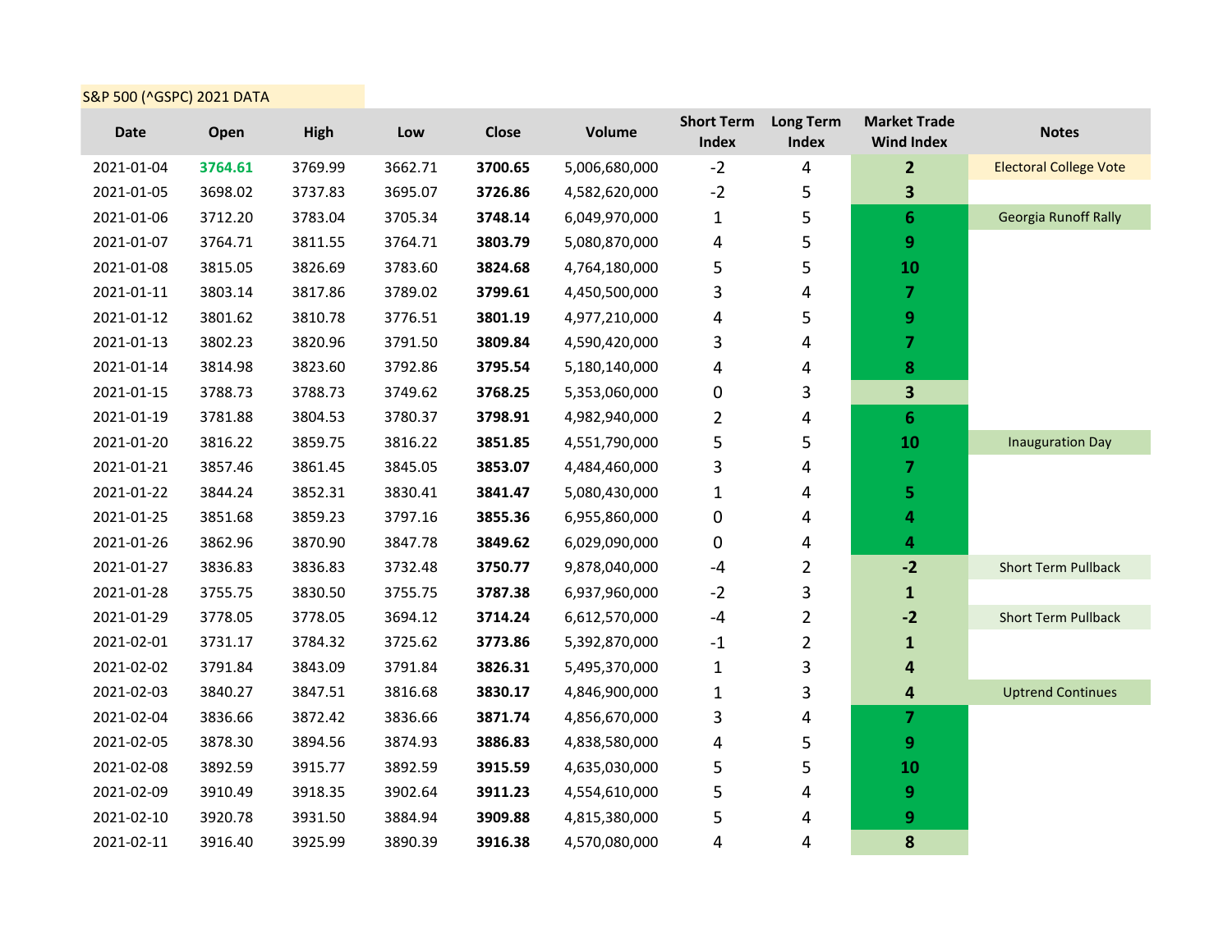S&P 500 (^GSPC) 2021 DATA

| Date | Open | High | Low | Close | Volume | Short Term Index | Long Term Index | Market Trade Wind Index | Notes |
|---|---|---|---|---|---|---|---|---|---|
| 2021-01-04 | 3764.61 | 3769.99 | 3662.71 | **3700.65** | 5,006,680,000 | -2 | 4 | **2** | Electoral College Vote |
| 2021-01-05 | 3698.02 | 3737.83 | 3695.07 | **3726.86** | 4,582,620,000 | -2 | 5 | **3** | |
| 2021-01-06 | 3712.20 | 3783.04 | 3705.34 | **3748.14** | 6,049,970,000 | 1 | 5 | **6** | Georgia Runoff Rally |
| 2021-01-07 | 3764.71 | 3811.55 | 3764.71 | **3803.79** | 5,080,870,000 | 4 | 5 | **9** | |
| 2021-01-08 | 3815.05 | 3826.69 | 3783.60 | **3824.68** | 4,764,180,000 | 5 | 5 | **10** | |
| 2021-01-11 | 3803.14 | 3817.86 | 3789.02 | **3799.61** | 4,450,500,000 | 3 | 4 | **7** | |
| 2021-01-12 | 3801.62 | 3810.78 | 3776.51 | **3801.19** | 4,977,210,000 | 4 | 5 | **9** | |
| 2021-01-13 | 3802.23 | 3820.96 | 3791.50 | **3809.84** | 4,590,420,000 | 3 | 4 | **7** | |
| 2021-01-14 | 3814.98 | 3823.60 | 3792.86 | **3795.54** | 5,180,140,000 | 4 | 4 | **8** | |
| 2021-01-15 | 3788.73 | 3788.73 | 3749.62 | **3768.25** | 5,353,060,000 | 0 | 3 | **3** | |
| 2021-01-19 | 3781.88 | 3804.53 | 3780.37 | **3798.91** | 4,982,940,000 | 2 | 4 | **6** | |
| 2021-01-20 | 3816.22 | 3859.75 | 3816.22 | **3851.85** | 4,551,790,000 | 5 | 5 | **10** | Inauguration Day |
| 2021-01-21 | 3857.46 | 3861.45 | 3845.05 | **3853.07** | 4,484,460,000 | 3 | 4 | **7** | |
| 2021-01-22 | 3844.24 | 3852.31 | 3830.41 | **3841.47** | 5,080,430,000 | 1 | 4 | **5** | |
| 2021-01-25 | 3851.68 | 3859.23 | 3797.16 | **3855.36** | 6,955,860,000 | 0 | 4 | **4** | |
| 2021-01-26 | 3862.96 | 3870.90 | 3847.78 | **3849.62** | 6,029,090,000 | 0 | 4 | **4** | |
| 2021-01-27 | 3836.83 | 3836.83 | 3732.48 | **3750.77** | 9,878,040,000 | -4 | 2 | **-2** | Short Term Pullback |
| 2021-01-28 | 3755.75 | 3830.50 | 3755.75 | **3787.38** | 6,937,960,000 | -2 | 3 | **1** | |
| 2021-01-29 | 3778.05 | 3778.05 | 3694.12 | **3714.24** | 6,612,570,000 | -4 | 2 | **-2** | Short Term Pullback |
| 2021-02-01 | 3731.17 | 3784.32 | 3725.62 | **3773.86** | 5,392,870,000 | -1 | 2 | **1** | |
| 2021-02-02 | 3791.84 | 3843.09 | 3791.84 | **3826.31** | 5,495,370,000 | 1 | 3 | **4** | |
| 2021-02-03 | 3840.27 | 3847.51 | 3816.68 | **3830.17** | 4,846,900,000 | 1 | 3 | **4** | Uptrend Continues |
| 2021-02-04 | 3836.66 | 3872.42 | 3836.66 | **3871.74** | 4,856,670,000 | 3 | 4 | **7** | |
| 2021-02-05 | 3878.30 | 3894.56 | 3874.93 | **3886.83** | 4,838,580,000 | 4 | 5 | **9** | |
| 2021-02-08 | 3892.59 | 3915.77 | 3892.59 | **3915.59** | 4,635,030,000 | 5 | 5 | **10** | |
| 2021-02-09 | 3910.49 | 3918.35 | 3902.64 | **3911.23** | 4,554,610,000 | 5 | 4 | **9** | |
| 2021-02-10 | 3920.78 | 3931.50 | 3884.94 | **3909.88** | 4,815,380,000 | 5 | 4 | **9** | |
| 2021-02-11 | 3916.40 | 3925.99 | 3890.39 | **3916.38** | 4,570,080,000 | 4 | 4 | **8** | |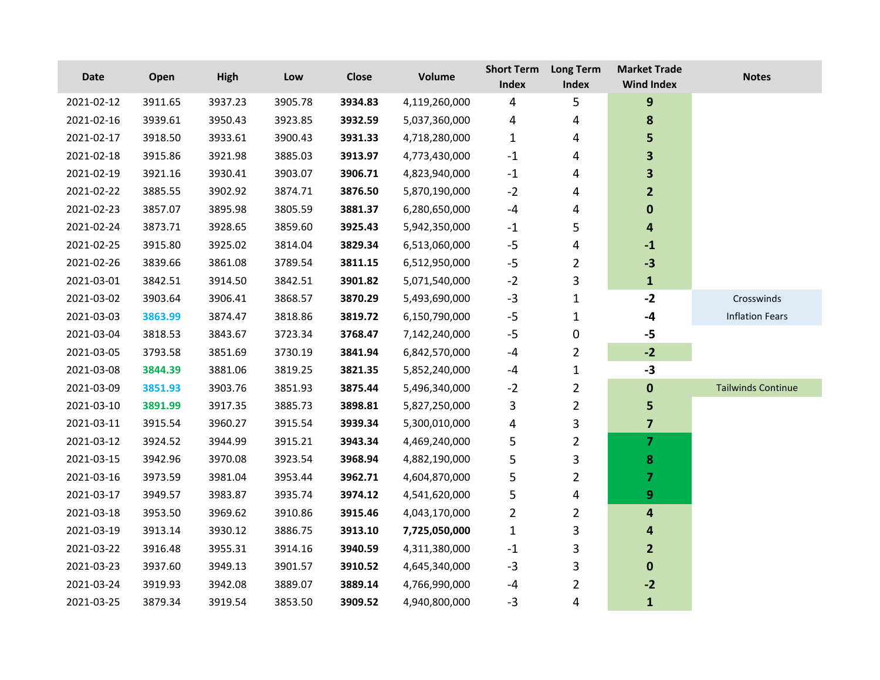| Date | Open | High | Low | Close | Volume | Short Term Index | Long Term Index | Market Trade Wind Index | Notes |
|---|---|---|---|---|---|---|---|---|---|
| 2021-02-12 | 3911.65 | 3937.23 | 3905.78 | **3934.83** | 4,119,260,000 | 4 | 5 | **9** | |
| 2021-02-16 | 3939.61 | 3950.43 | 3923.85 | **3932.59** | 5,037,360,000 | 4 | 4 | **8** | |
| 2021-02-17 | 3918.50 | 3933.61 | 3900.43 | **3931.33** | 4,718,280,000 | 1 | 4 | **5** | |
| 2021-02-18 | 3915.86 | 3921.98 | 3885.03 | **3913.97** | 4,773,430,000 | -1 | 4 | **3** | |
| 2021-02-19 | 3921.16 | 3930.41 | 3903.07 | **3906.71** | 4,823,940,000 | -1 | 4 | **3** | |
| 2021-02-22 | 3885.55 | 3902.92 | 3874.71 | **3876.50** | 5,870,190,000 | -2 | 4 | **2** | |
| 2021-02-23 | 3857.07 | 3895.98 | 3805.59 | **3881.37** | 6,280,650,000 | -4 | 4 | **0** | |
| 2021-02-24 | 3873.71 | 3928.65 | 3859.60 | **3925.43** | 5,942,350,000 | -1 | 5 | **4** | |
| 2021-02-25 | 3915.80 | 3925.02 | 3814.04 | **3829.34** | 6,513,060,000 | -5 | 4 | **-1** | |
| 2021-02-26 | 3839.66 | 3861.08 | 3789.54 | **3811.15** | 6,512,950,000 | -5 | 2 | **-3** | |
| 2021-03-01 | 3842.51 | 3914.50 | 3842.51 | **3901.82** | 5,071,540,000 | -2 | 3 | **1** | |
| 2021-03-02 | 3903.64 | 3906.41 | 3868.57 | **3870.29** | 5,493,690,000 | -3 | 1 | **-2** | Crosswinds |
| 2021-03-03 | 3863.99 | 3874.47 | 3818.86 | **3819.72** | 6,150,790,000 | -5 | 1 | **-4** | Inflation Fears |
| 2021-03-04 | 3818.53 | 3843.67 | 3723.34 | **3768.47** | 7,142,240,000 | -5 | 0 | **-5** | |
| 2021-03-05 | 3793.58 | 3851.69 | 3730.19 | **3841.94** | 6,842,570,000 | -4 | 2 | **-2** | |
| 2021-03-08 | 3844.39 | 3881.06 | 3819.25 | **3821.35** | 5,852,240,000 | -4 | 1 | **-3** | |
| 2021-03-09 | 3851.93 | 3903.76 | 3851.93 | **3875.44** | 5,496,340,000 | -2 | 2 | **0** | Tailwinds Continue |
| 2021-03-10 | 3891.99 | 3917.35 | 3885.73 | **3898.81** | 5,827,250,000 | 3 | 2 | **5** | |
| 2021-03-11 | 3915.54 | 3960.27 | 3915.54 | **3939.34** | 5,300,010,000 | 4 | 3 | **7** | |
| 2021-03-12 | 3924.52 | 3944.99 | 3915.21 | **3943.34** | 4,469,240,000 | 5 | 2 | **7** | |
| 2021-03-15 | 3942.96 | 3970.08 | 3923.54 | **3968.94** | 4,882,190,000 | 5 | 3 | **8** | |
| 2021-03-16 | 3973.59 | 3981.04 | 3953.44 | **3962.71** | 4,604,870,000 | 5 | 2 | **7** | |
| 2021-03-17 | 3949.57 | 3983.87 | 3935.74 | **3974.12** | 4,541,620,000 | 5 | 4 | **9** | |
| 2021-03-18 | 3953.50 | 3969.62 | 3910.86 | **3915.46** | 4,043,170,000 | 2 | 2 | **4** | |
| 2021-03-19 | 3913.14 | 3930.12 | 3886.75 | **3913.10** | **7,725,050,000** | 1 | 3 | **4** | |
| 2021-03-22 | 3916.48 | 3955.31 | 3914.16 | **3940.59** | 4,311,380,000 | -1 | 3 | **2** | |
| 2021-03-23 | 3937.60 | 3949.13 | 3901.57 | **3910.52** | 4,645,340,000 | -3 | 3 | **0** | |
| 2021-03-24 | 3919.93 | 3942.08 | 3889.07 | **3889.14** | 4,766,990,000 | -4 | 2 | **-2** | |
| 2021-03-25 | 3879.34 | 3919.54 | 3853.50 | **3909.52** | 4,940,800,000 | -3 | 4 | **1** | |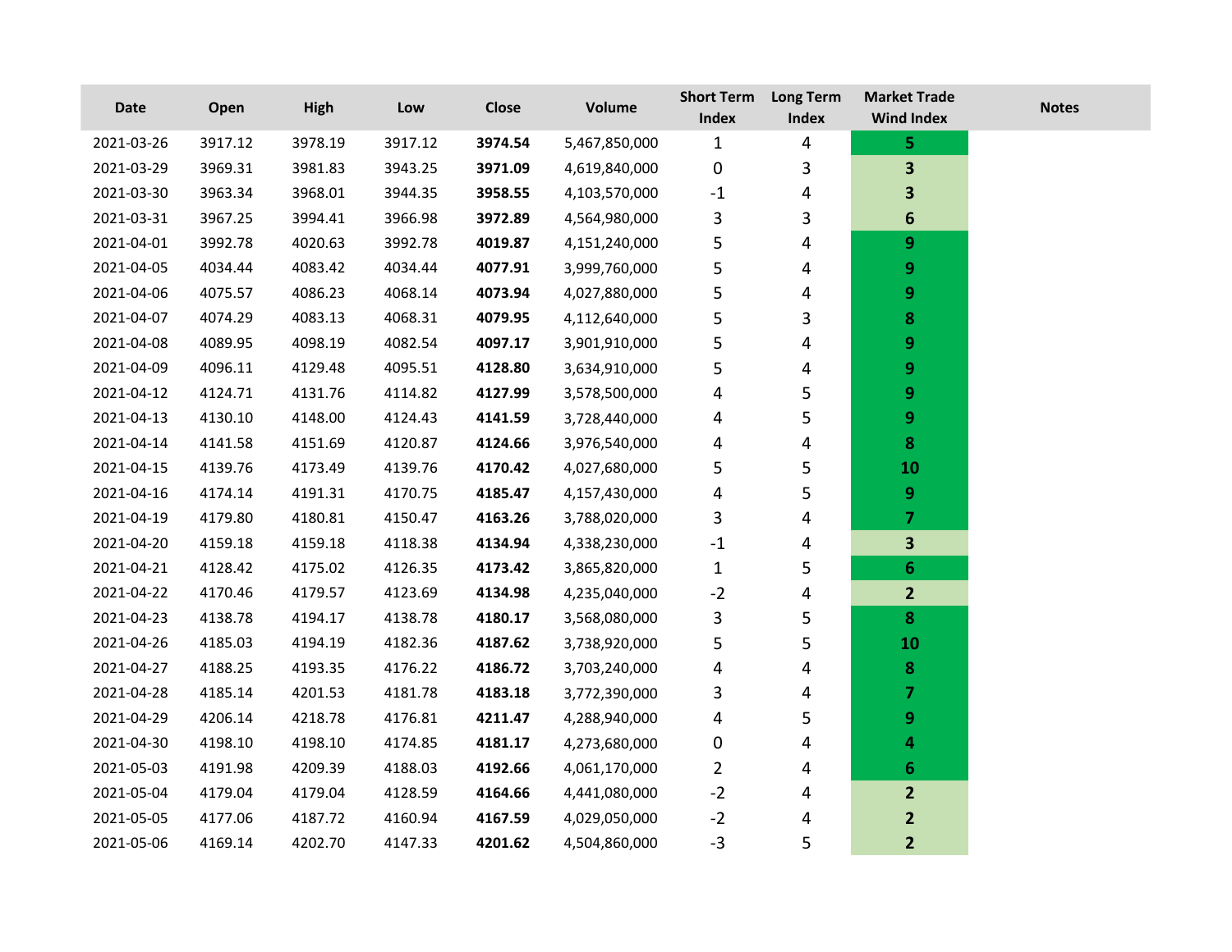| Date | Open | High | Low | Close | Volume | Short Term Index | Long Term Index | Market Trade Wind Index | Notes |
|---|---|---|---|---|---|---|---|---|---|
| 2021-03-26 | 3917.12 | 3978.19 | 3917.12 | **3974.54** | 5,467,850,000 | 1 | 4 | **5** | |
| 2021-03-29 | 3969.31 | 3981.83 | 3943.25 | **3971.09** | 4,619,840,000 | 0 | 3 | **3** | |
| 2021-03-30 | 3963.34 | 3968.01 | 3944.35 | **3958.55** | 4,103,570,000 | -1 | 4 | **3** | |
| 2021-03-31 | 3967.25 | 3994.41 | 3966.98 | **3972.89** | 4,564,980,000 | 3 | 3 | **6** | |
| 2021-04-01 | 3992.78 | 4020.63 | 3992.78 | **4019.87** | 4,151,240,000 | 5 | 4 | **9** | |
| 2021-04-05 | 4034.44 | 4083.42 | 4034.44 | **4077.91** | 3,999,760,000 | 5 | 4 | **9** | |
| 2021-04-06 | 4075.57 | 4086.23 | 4068.14 | **4073.94** | 4,027,880,000 | 5 | 4 | **9** | |
| 2021-04-07 | 4074.29 | 4083.13 | 4068.31 | **4079.95** | 4,112,640,000 | 5 | 3 | **8** | |
| 2021-04-08 | 4089.95 | 4098.19 | 4082.54 | **4097.17** | 3,901,910,000 | 5 | 4 | **9** | |
| 2021-04-09 | 4096.11 | 4129.48 | 4095.51 | **4128.80** | 3,634,910,000 | 5 | 4 | **9** | |
| 2021-04-12 | 4124.71 | 4131.76 | 4114.82 | **4127.99** | 3,578,500,000 | 4 | 5 | **9** | |
| 2021-04-13 | 4130.10 | 4148.00 | 4124.43 | **4141.59** | 3,728,440,000 | 4 | 5 | **9** | |
| 2021-04-14 | 4141.58 | 4151.69 | 4120.87 | **4124.66** | 3,976,540,000 | 4 | 4 | **8** | |
| 2021-04-15 | 4139.76 | 4173.49 | 4139.76 | **4170.42** | 4,027,680,000 | 5 | 5 | **10** | |
| 2021-04-16 | 4174.14 | 4191.31 | 4170.75 | **4185.47** | 4,157,430,000 | 4 | 5 | **9** | |
| 2021-04-19 | 4179.80 | 4180.81 | 4150.47 | **4163.26** | 3,788,020,000 | 3 | 4 | **7** | |
| 2021-04-20 | 4159.18 | 4159.18 | 4118.38 | **4134.94** | 4,338,230,000 | -1 | 4 | **3** | |
| 2021-04-21 | 4128.42 | 4175.02 | 4126.35 | **4173.42** | 3,865,820,000 | 1 | 5 | **6** | |
| 2021-04-22 | 4170.46 | 4179.57 | 4123.69 | **4134.98** | 4,235,040,000 | -2 | 4 | **2** | |
| 2021-04-23 | 4138.78 | 4194.17 | 4138.78 | **4180.17** | 3,568,080,000 | 3 | 5 | **8** | |
| 2021-04-26 | 4185.03 | 4194.19 | 4182.36 | **4187.62** | 3,738,920,000 | 5 | 5 | **10** | |
| 2021-04-27 | 4188.25 | 4193.35 | 4176.22 | **4186.72** | 3,703,240,000 | 4 | 4 | **8** | |
| 2021-04-28 | 4185.14 | 4201.53 | 4181.78 | **4183.18** | 3,772,390,000 | 3 | 4 | **7** | |
| 2021-04-29 | 4206.14 | 4218.78 | 4176.81 | **4211.47** | 4,288,940,000 | 4 | 5 | **9** | |
| 2021-04-30 | 4198.10 | 4198.10 | 4174.85 | **4181.17** | 4,273,680,000 | 0 | 4 | **4** | |
| 2021-05-03 | 4191.98 | 4209.39 | 4188.03 | **4192.66** | 4,061,170,000 | 2 | 4 | **6** | |
| 2021-05-04 | 4179.04 | 4179.04 | 4128.59 | **4164.66** | 4,441,080,000 | -2 | 4 | **2** | |
| 2021-05-05 | 4177.06 | 4187.72 | 4160.94 | **4167.59** | 4,029,050,000 | -2 | 4 | **2** | |
| 2021-05-06 | 4169.14 | 4202.70 | 4147.33 | **4201.62** | 4,504,860,000 | -3 | 5 | **2** | |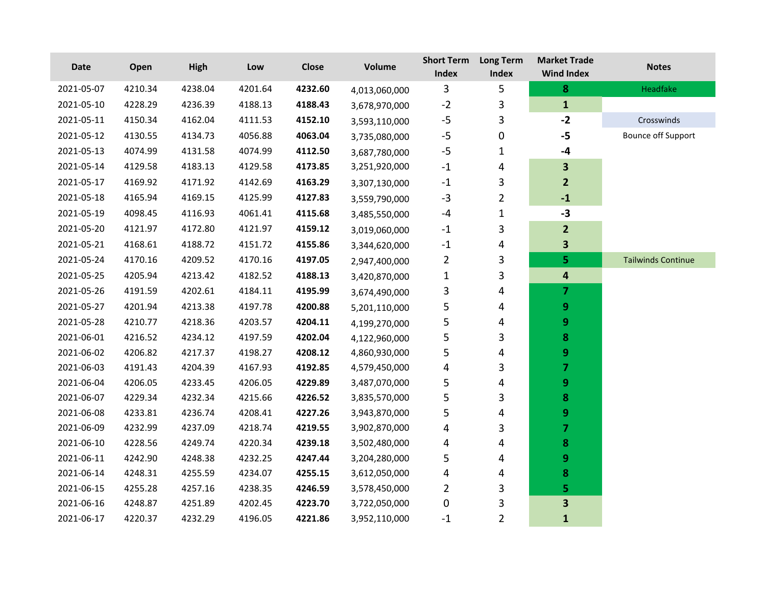| Date | Open | High | Low | Close | Volume | Short Term Index | Long Term Index | Market Trade Wind Index | Notes |
|---|---|---|---|---|---|---|---|---|---|
| 2021-05-07 | 4210.34 | 4238.04 | 4201.64 | **4232.60** | 4,013,060,000 | 3 | 5 | **8** | Headfake |
| 2021-05-10 | 4228.29 | 4236.39 | 4188.13 | **4188.43** | 3,678,970,000 | -2 | 3 | **1** | |
| 2021-05-11 | 4150.34 | 4162.04 | 4111.53 | **4152.10** | 3,593,110,000 | -5 | 3 | **-2** | Crosswinds |
| 2021-05-12 | 4130.55 | 4134.73 | 4056.88 | **4063.04** | 3,735,080,000 | -5 | 0 | **-5** | Bounce off Support |
| 2021-05-13 | 4074.99 | 4131.58 | 4074.99 | **4112.50** | 3,687,780,000 | -5 | 1 | **-4** | |
| 2021-05-14 | 4129.58 | 4183.13 | 4129.58 | **4173.85** | 3,251,920,000 | -1 | 4 | **3** | |
| 2021-05-17 | 4169.92 | 4171.92 | 4142.69 | **4163.29** | 3,307,130,000 | -1 | 3 | **2** | |
| 2021-05-18 | 4165.94 | 4169.15 | 4125.99 | **4127.83** | 3,559,790,000 | -3 | 2 | **-1** | |
| 2021-05-19 | 4098.45 | 4116.93 | 4061.41 | **4115.68** | 3,485,550,000 | -4 | 1 | **-3** | |
| 2021-05-20 | 4121.97 | 4172.80 | 4121.97 | **4159.12** | 3,019,060,000 | -1 | 3 | **2** | |
| 2021-05-21 | 4168.61 | 4188.72 | 4151.72 | **4155.86** | 3,344,620,000 | -1 | 4 | **3** | |
| 2021-05-24 | 4170.16 | 4209.52 | 4170.16 | **4197.05** | 2,947,400,000 | 2 | 3 | **5** | Tailwinds Continue |
| 2021-05-25 | 4205.94 | 4213.42 | 4182.52 | **4188.13** | 3,420,870,000 | 1 | 3 | **4** | |
| 2021-05-26 | 4191.59 | 4202.61 | 4184.11 | **4195.99** | 3,674,490,000 | 3 | 4 | **7** | |
| 2021-05-27 | 4201.94 | 4213.38 | 4197.78 | **4200.88** | 5,201,110,000 | 5 | 4 | **9** | |
| 2021-05-28 | 4210.77 | 4218.36 | 4203.57 | **4204.11** | 4,199,270,000 | 5 | 4 | **9** | |
| 2021-06-01 | 4216.52 | 4234.12 | 4197.59 | **4202.04** | 4,122,960,000 | 5 | 3 | **8** | |
| 2021-06-02 | 4206.82 | 4217.37 | 4198.27 | **4208.12** | 4,860,930,000 | 5 | 4 | **9** | |
| 2021-06-03 | 4191.43 | 4204.39 | 4167.93 | **4192.85** | 4,579,450,000 | 4 | 3 | **7** | |
| 2021-06-04 | 4206.05 | 4233.45 | 4206.05 | **4229.89** | 3,487,070,000 | 5 | 4 | **9** | |
| 2021-06-07 | 4229.34 | 4232.34 | 4215.66 | **4226.52** | 3,835,570,000 | 5 | 3 | **8** | |
| 2021-06-08 | 4233.81 | 4236.74 | 4208.41 | **4227.26** | 3,943,870,000 | 5 | 4 | **9** | |
| 2021-06-09 | 4232.99 | 4237.09 | 4218.74 | **4219.55** | 3,902,870,000 | 4 | 3 | **7** | |
| 2021-06-10 | 4228.56 | 4249.74 | 4220.34 | **4239.18** | 3,502,480,000 | 4 | 4 | **8** | |
| 2021-06-11 | 4242.90 | 4248.38 | 4232.25 | **4247.44** | 3,204,280,000 | 5 | 4 | **9** | |
| 2021-06-14 | 4248.31 | 4255.59 | 4234.07 | **4255.15** | 3,612,050,000 | 4 | 4 | **8** | |
| 2021-06-15 | 4255.28 | 4257.16 | 4238.35 | **4246.59** | 3,578,450,000 | 2 | 3 | **5** | |
| 2021-06-16 | 4248.87 | 4251.89 | 4202.45 | **4223.70** | 3,722,050,000 | 0 | 3 | **3** | |
| 2021-06-17 | 4220.37 | 4232.29 | 4196.05 | **4221.86** | 3,952,110,000 | -1 | 2 | **1** | |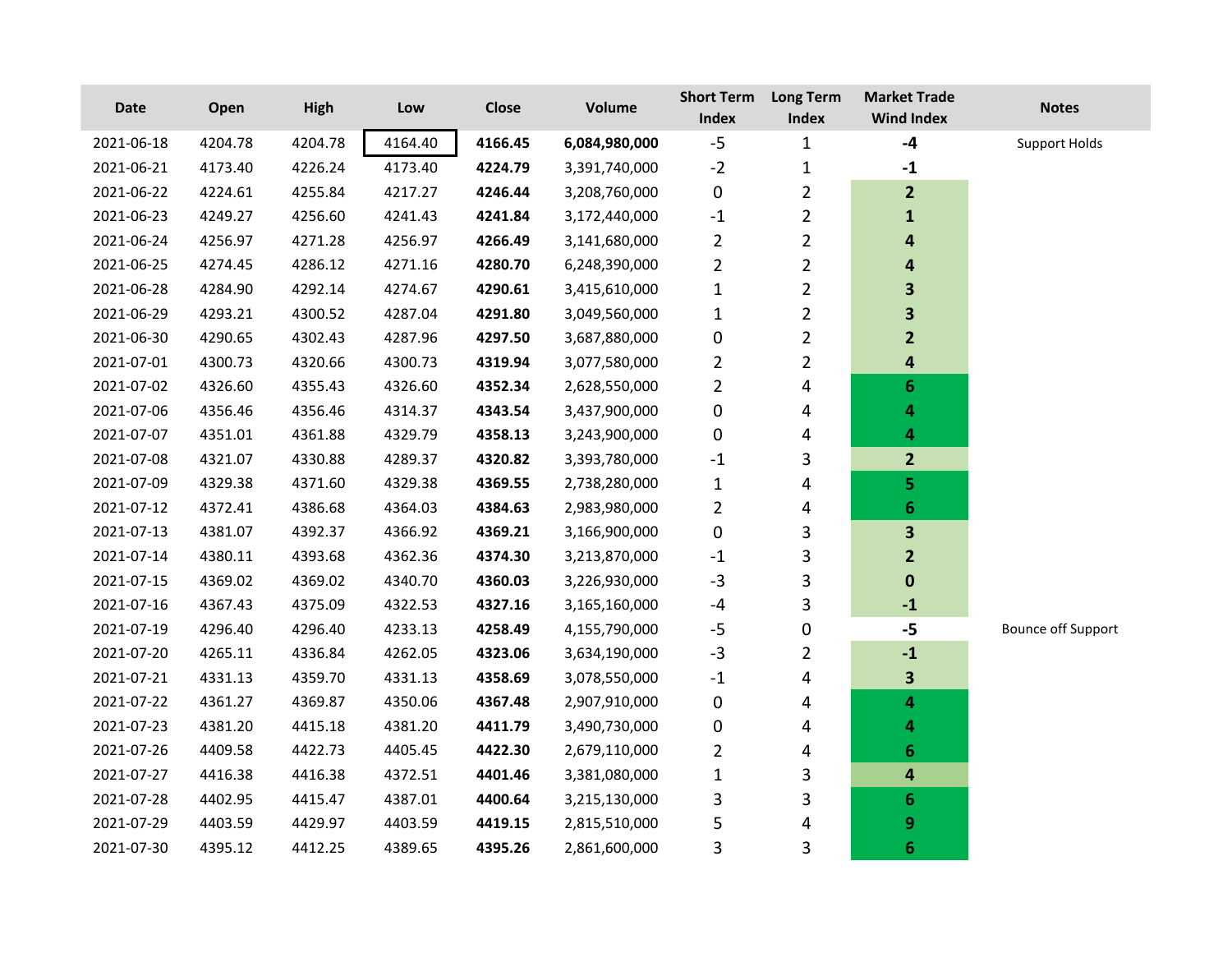| Date | Open | High | Low | Close | Volume | Short Term Index | Long Term Index | Market Trade Wind Index | Notes |
|---|---|---|---|---|---|---|---|---|---|
| 2021-06-18 | 4204.78 | 4204.78 | 4164.40 | **4166.45** | **6,084,980,000** | -5 | 1 | **-4** | Support Holds |
| 2021-06-21 | 4173.40 | 4226.24 | 4173.40 | **4224.79** | 3,391,740,000 | -2 | 1 | **-1** | |
| 2021-06-22 | 4224.61 | 4255.84 | 4217.27 | **4246.44** | 3,208,760,000 | 0 | 2 | **2** | |
| 2021-06-23 | 4249.27 | 4256.60 | 4241.43 | **4241.84** | 3,172,440,000 | -1 | 2 | **1** | |
| 2021-06-24 | 4256.97 | 4271.28 | 4256.97 | **4266.49** | 3,141,680,000 | 2 | 2 | **4** | |
| 2021-06-25 | 4274.45 | 4286.12 | 4271.16 | **4280.70** | 6,248,390,000 | 2 | 2 | **4** | |
| 2021-06-28 | 4284.90 | 4292.14 | 4274.67 | **4290.61** | 3,415,610,000 | 1 | 2 | **3** | |
| 2021-06-29 | 4293.21 | 4300.52 | 4287.04 | **4291.80** | 3,049,560,000 | 1 | 2 | **3** | |
| 2021-06-30 | 4290.65 | 4302.43 | 4287.96 | **4297.50** | 3,687,880,000 | 0 | 2 | **2** | |
| 2021-07-01 | 4300.73 | 4320.66 | 4300.73 | **4319.94** | 3,077,580,000 | 2 | 2 | **4** | |
| 2021-07-02 | 4326.60 | 4355.43 | 4326.60 | **4352.34** | 2,628,550,000 | 2 | 4 | **6** | |
| 2021-07-06 | 4356.46 | 4356.46 | 4314.37 | **4343.54** | 3,437,900,000 | 0 | 4 | **4** | |
| 2021-07-07 | 4351.01 | 4361.88 | 4329.79 | **4358.13** | 3,243,900,000 | 0 | 4 | **4** | |
| 2021-07-08 | 4321.07 | 4330.88 | 4289.37 | **4320.82** | 3,393,780,000 | -1 | 3 | **2** | |
| 2021-07-09 | 4329.38 | 4371.60 | 4329.38 | **4369.55** | 2,738,280,000 | 1 | 4 | **5** | |
| 2021-07-12 | 4372.41 | 4386.68 | 4364.03 | **4384.63** | 2,983,980,000 | 2 | 4 | **6** | |
| 2021-07-13 | 4381.07 | 4392.37 | 4366.92 | **4369.21** | 3,166,900,000 | 0 | 3 | **3** | |
| 2021-07-14 | 4380.11 | 4393.68 | 4362.36 | **4374.30** | 3,213,870,000 | -1 | 3 | **2** | |
| 2021-07-15 | 4369.02 | 4369.02 | 4340.70 | **4360.03** | 3,226,930,000 | -3 | 3 | **0** | |
| 2021-07-16 | 4367.43 | 4375.09 | 4322.53 | **4327.16** | 3,165,160,000 | -4 | 3 | **-1** | |
| 2021-07-19 | 4296.40 | 4296.40 | 4233.13 | **4258.49** | 4,155,790,000 | -5 | 0 | **-5** | Bounce off Support |
| 2021-07-20 | 4265.11 | 4336.84 | 4262.05 | **4323.06** | 3,634,190,000 | -3 | 2 | **-1** | |
| 2021-07-21 | 4331.13 | 4359.70 | 4331.13 | **4358.69** | 3,078,550,000 | -1 | 4 | **3** | |
| 2021-07-22 | 4361.27 | 4369.87 | 4350.06 | **4367.48** | 2,907,910,000 | 0 | 4 | **4** | |
| 2021-07-23 | 4381.20 | 4415.18 | 4381.20 | **4411.79** | 3,490,730,000 | 0 | 4 | **4** | |
| 2021-07-26 | 4409.58 | 4422.73 | 4405.45 | **4422.30** | 2,679,110,000 | 2 | 4 | **6** | |
| 2021-07-27 | 4416.38 | 4416.38 | 4372.51 | **4401.46** | 3,381,080,000 | 1 | 3 | **4** | |
| 2021-07-28 | 4402.95 | 4415.47 | 4387.01 | **4400.64** | 3,215,130,000 | 3 | 3 | **6** | |
| 2021-07-29 | 4403.59 | 4429.97 | 4403.59 | **4419.15** | 2,815,510,000 | 5 | 4 | **9** | |
| 2021-07-30 | 4395.12 | 4412.25 | 4389.65 | **4395.26** | 2,861,600,000 | 3 | 3 | **6** | |